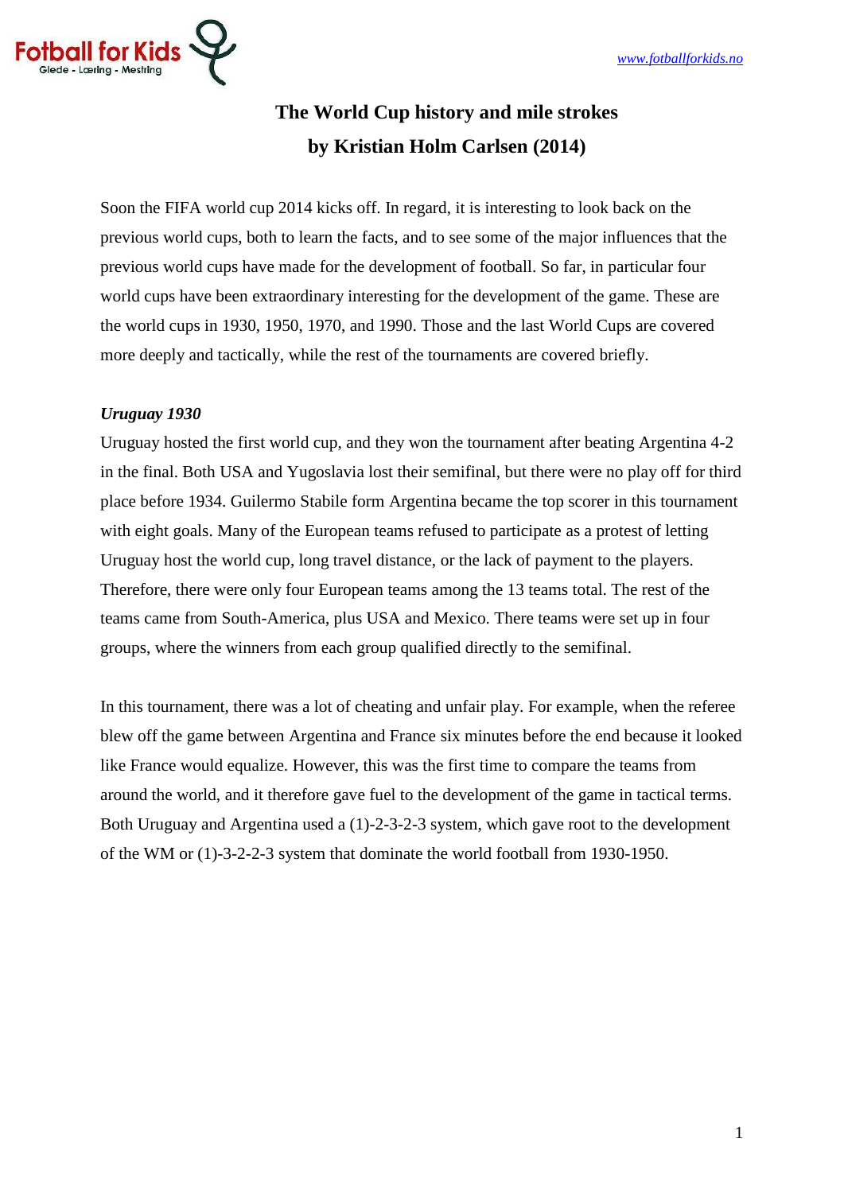# The World Cup history and mile strokes

## by Kristian Holm Carlsen (2014)

Soon the FIFA world cup 2014 kicks off. In regard, it is interesting to look back on the previous world cups, both to learn the facts, and to see some of the major influences that the previous world cups have made for the development of football. So far, in particular four world cups have been extraordinary interesting for the development of the game. These are the world cups in 1930, 1950, 1970, and 1990. Those and the last World Cups are covered more deeply and tactically, while the rest of the tournaments are covered briefly.

### *Uruguay 1930*

Uruguay hosted the first world cup, and they won the tournament after beating Argentina 4-2 in the final. Both USA and Yugoslavia lost their semifinal, but there were no play off for third place before 1934. Guilermo Stabile form Argentina became the top scorer in this tournament with eight goals. Many of the European teams refused to participate as a protest of letting Uruguay host the world cup, long travel distance, or the lack of payment to the players. Therefore, there were only four European teams among the 13 teams total. The rest of the teams came from South-America, plus USA and Mexico. There teams were set up in four groups, where the winners from each group qualified directly to the semifinal.

In this tournament, there was a lot of cheating and unfair play. For example, when the referee blew off the game between Argentina and France six minutes before the end because it looked like France would equalize. However, this was the first time to compare the teams from around the world, and it therefore gave fuel to the development of the game in tactical terms. Both Uruguay and Argentina used a (1)-2-3-2-3 system, which gave root to the development of the WM or (1)-3-2-2-3 system that dominate the world football from 1930-1950.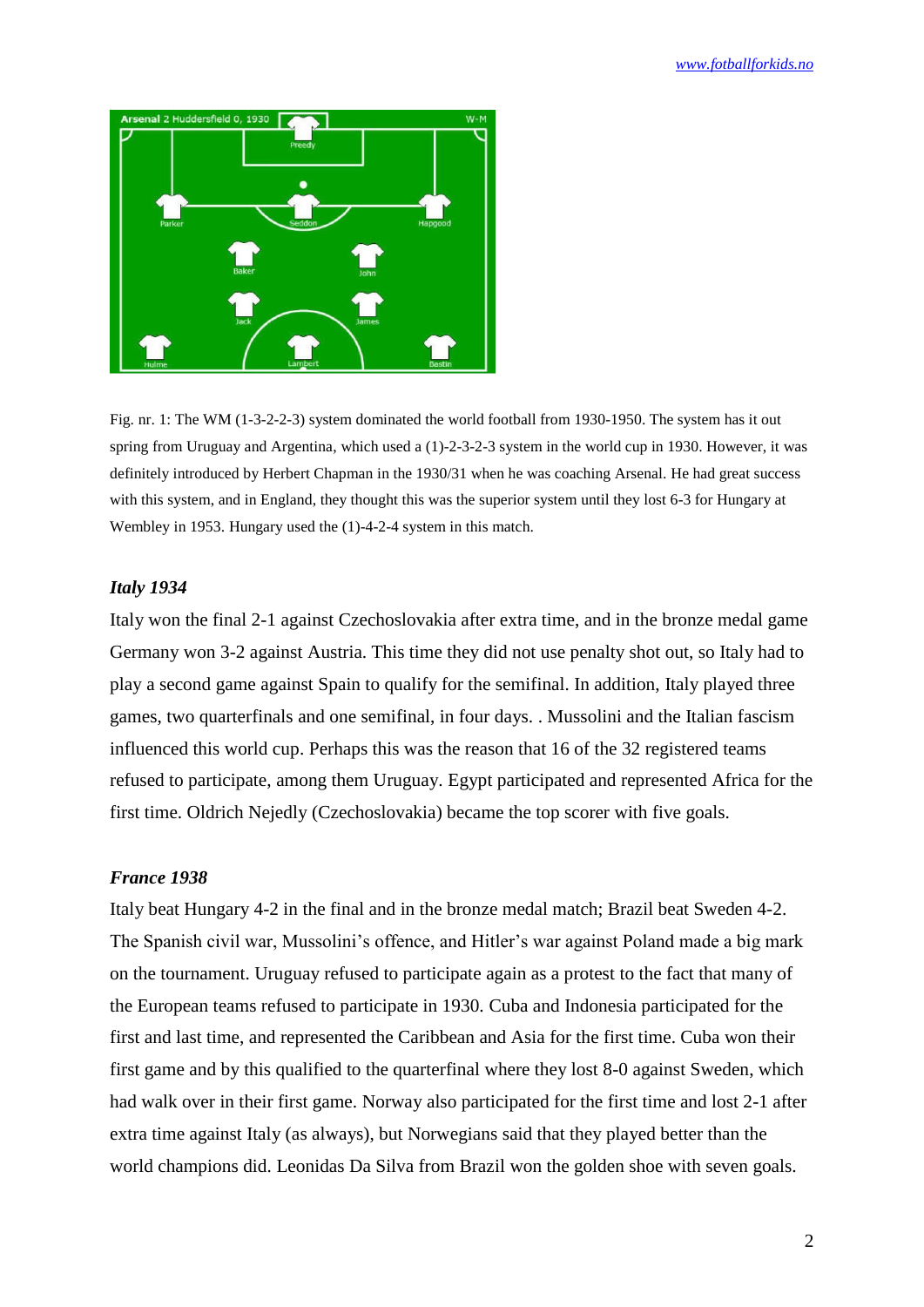Arsenal 2 Huddersfield 0, 1930

W-M

Preedy

Parker

Seddon

Hapgood

Baker

John

Jack

James

Hulme

Lambert

Bastin

Fig. nr. 1: The WM (1-3-2-2-3) system dominated the world football from 1930-1950. The system has it out spring from Uruguay and Argentina, which used a (1)-2-3-2-3 system in the world cup in 1930. However, it was definitely introduced by Herbert Chapman in the 1930/31 when he was coaching Arsenal. He had great success with this system, and in England, they thought this was the superior system until they lost 6-3 for Hungary at Wembley in 1953. Hungary used the (1)-4-2-4 system in this match.

### *Italy 1934*

Italy won the final 2-1 against Czechoslovakia after extra time, and in the bronze medal game Germany won 3-2 against Austria. This time they did not use penalty shot out, so Italy had to play a second game against Spain to qualify for the semifinal. In addition, Italy played three games, two quarterfinals and one semifinal, in four days. . Mussolini and the Italian fascism influenced this world cup. Perhaps this was the reason that 16 of the 32 registered teams refused to participate, among them Uruguay. Egypt participated and represented Africa for the first time. Oldrich Nejedly (Czechoslovakia) became the top scorer with five goals.

### *France 1938*

Italy beat Hungary 4-2 in the final and in the bronze medal match; Brazil beat Sweden 4-2. The Spanish civil war, Mussolini's offence, and Hitler's war against Poland made a big mark on the tournament. Uruguay refused to participate again as a protest to the fact that many of the European teams refused to participate in 1930. Cuba and Indonesia participated for the first and last time, and represented the Caribbean and Asia for the first time. Cuba won their first game and by this qualified to the quarterfinal where they lost 8-0 against Sweden, which had walk over in their first game. Norway also participated for the first time and lost 2-1 after extra time against Italy (as always), but Norwegians said that they played better than the world champions did. Leonidas Da Silva from Brazil won the golden shoe with seven goals.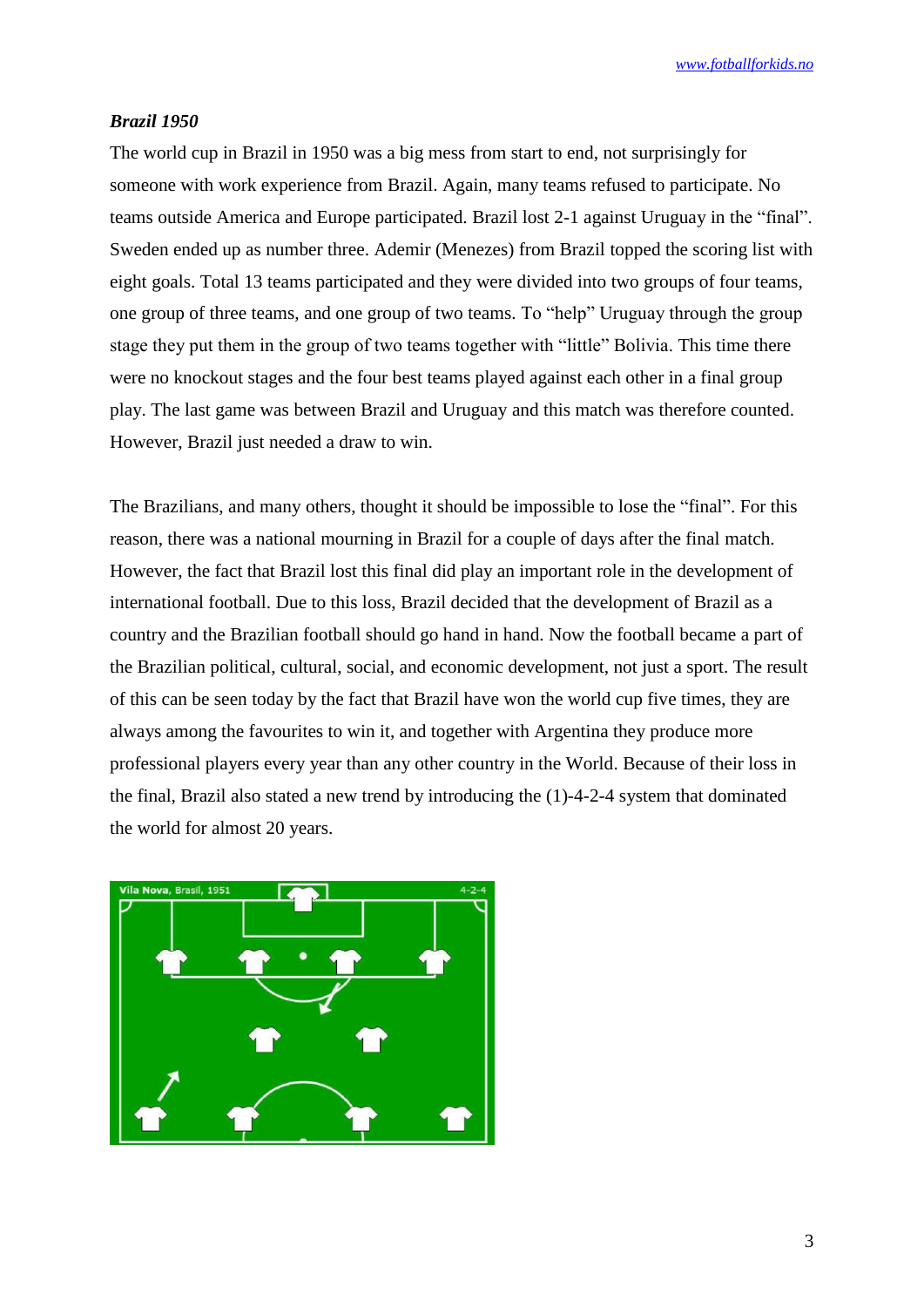### *Brazil 1950*

The world cup in Brazil in 1950 was a big mess from start to end, not surprisingly for someone with work experience from Brazil. Again, many teams refused to participate. No teams outside America and Europe participated. Brazil lost 2-1 against Uruguay in the "final". Sweden ended up as number three. Ademir (Menezes) from Brazil topped the scoring list with eight goals. Total 13 teams participated and they were divided into two groups of four teams, one group of three teams, and one group of two teams. To "help" Uruguay through the group stage they put them in the group of two teams together with "little" Bolivia. This time there were no knockout stages and the four best teams played against each other in a final group play. The last game was between Brazil and Uruguay and this match was therefore counted. However, Brazil just needed a draw to win.

The Brazilians, and many others, thought it should be impossible to lose the "final". For this reason, there was a national mourning in Brazil for a couple of days after the final match. However, the fact that Brazil lost this final did play an important role in the development of international football. Due to this loss, Brazil decided that the development of Brazil as a country and the Brazilian football should go hand in hand. Now the football became a part of the Brazilian political, cultural, social, and economic development, not just a sport. The result of this can be seen today by the fact that Brazil have won the world cup five times, they are always among the favourites to win it, and together with Argentina they produce more professional players every year than any other country in the World. Because of their loss in the final, Brazil also stated a new trend by introducing the (1)-4-2-4 system that dominated the world for almost 20 years.

Vila Nova, Brasil, 1951 4-2-4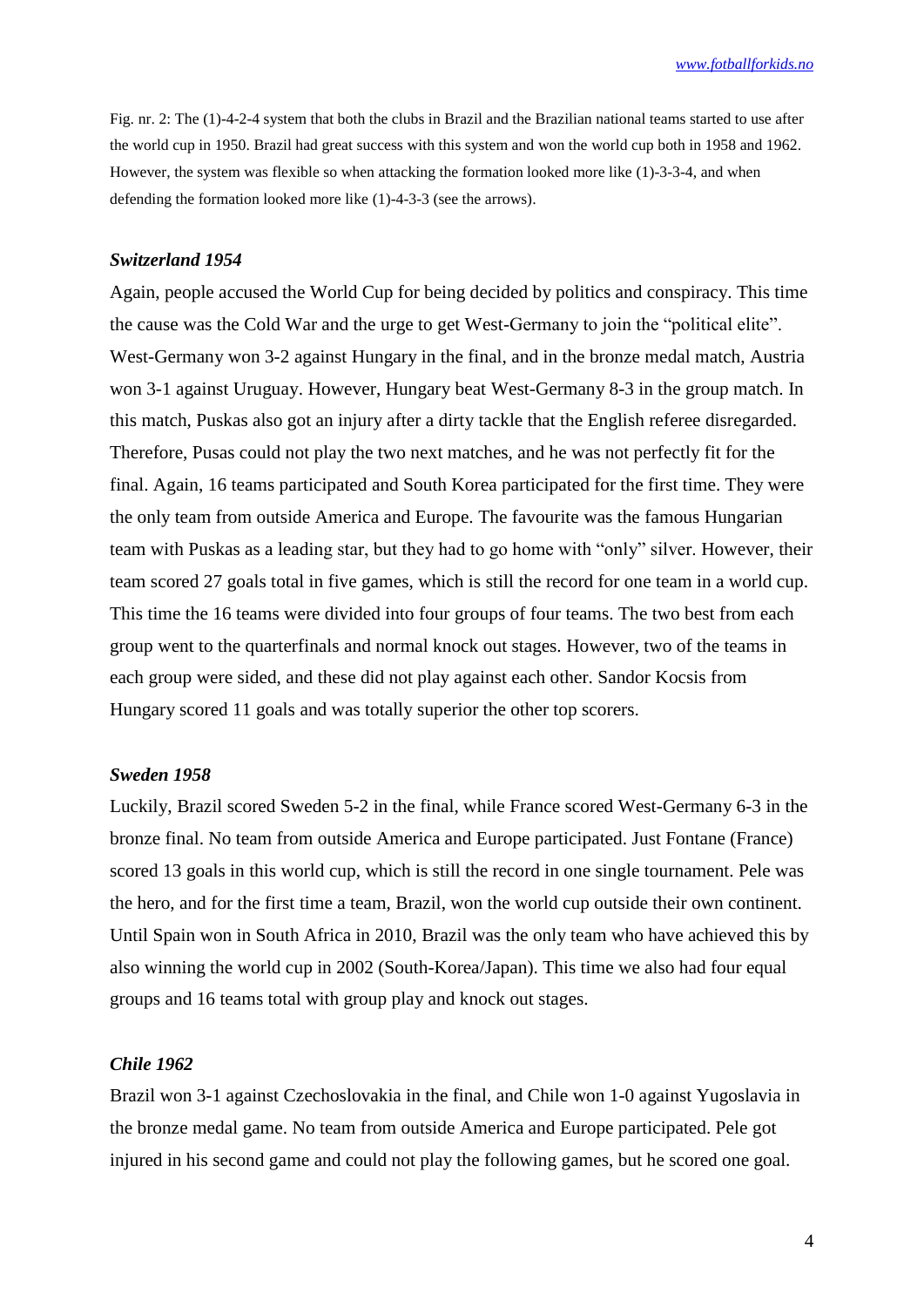Fig. nr. 2: The (1)-4-2-4 system that both the clubs in Brazil and the Brazilian national teams started to use after the world cup in 1950. Brazil had great success with this system and won the world cup both in 1958 and 1962. However, the system was flexible so when attacking the formation looked more like (1)-3-3-4, and when defending the formation looked more like (1)-4-3-3 (see the arrows).

### *Switzerland 1954*

Again, people accused the World Cup for being decided by politics and conspiracy. This time the cause was the Cold War and the urge to get West-Germany to join the "political elite". West-Germany won 3-2 against Hungary in the final, and in the bronze medal match, Austria won 3-1 against Uruguay. However, Hungary beat West-Germany 8-3 in the group match. In this match, Puskas also got an injury after a dirty tackle that the English referee disregarded. Therefore, Pusas could not play the two next matches, and he was not perfectly fit for the final. Again, 16 teams participated and South Korea participated for the first time. They were the only team from outside America and Europe. The favourite was the famous Hungarian team with Puskas as a leading star, but they had to go home with "only" silver. However, their team scored 27 goals total in five games, which is still the record for one team in a world cup. This time the 16 teams were divided into four groups of four teams. The two best from each group went to the quarterfinals and normal knock out stages. However, two of the teams in each group were sided, and these did not play against each other. Sandor Kocsis from Hungary scored 11 goals and was totally superior the other top scorers.

### *Sweden 1958*

Luckily, Brazil scored Sweden 5-2 in the final, while France scored West-Germany 6-3 in the bronze final. No team from outside America and Europe participated. Just Fontane (France) scored 13 goals in this world cup, which is still the record in one single tournament. Pele was the hero, and for the first time a team, Brazil, won the world cup outside their own continent. Until Spain won in South Africa in 2010, Brazil was the only team who have achieved this by also winning the world cup in 2002 (South-Korea/Japan). This time we also had four equal groups and 16 teams total with group play and knock out stages.

### *Chile 1962*

Brazil won 3-1 against Czechoslovakia in the final, and Chile won 1-0 against Yugoslavia in the bronze medal game. No team from outside America and Europe participated. Pele got injured in his second game and could not play the following games, but he scored one goal.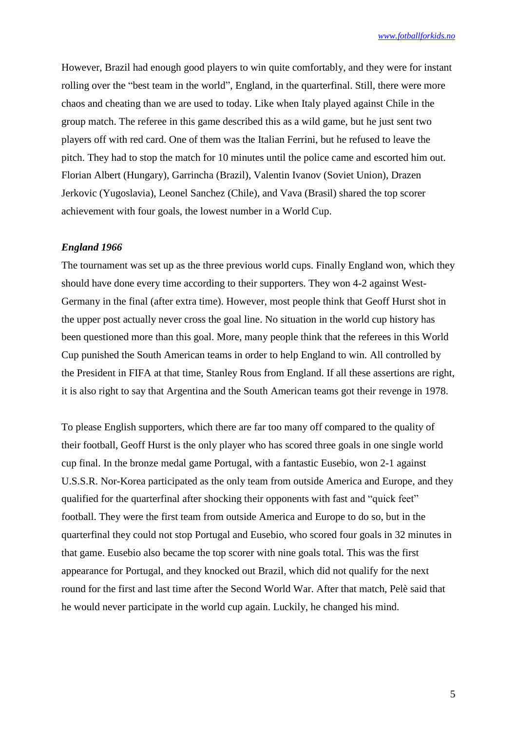However, Brazil had enough good players to win quite comfortably, and they were for instant rolling over the "best team in the world", England, in the quarterfinal. Still, there were more chaos and cheating than we are used to today. Like when Italy played against Chile in the group match. The referee in this game described this as a wild game, but he just sent two players off with red card. One of them was the Italian Ferrini, but he refused to leave the pitch. They had to stop the match for 10 minutes until the police came and escorted him out. Florian Albert (Hungary), Garrincha (Brazil), Valentin Ivanov (Soviet Union), Drazen Jerkovic (Yugoslavia), Leonel Sanchez (Chile), and Vava (Brasil) shared the top scorer achievement with four goals, the lowest number in a World Cup.

***England 1966***

The tournament was set up as the three previous world cups. Finally England won, which they should have done every time according to their supporters. They won 4-2 against West-Germany in the final (after extra time). However, most people think that Geoff Hurst shot in the upper post actually never cross the goal line. No situation in the world cup history has been questioned more than this goal. More, many people think that the referees in this World Cup punished the South American teams in order to help England to win. All controlled by the President in FIFA at that time, Stanley Rous from England. If all these assertions are right, it is also right to say that Argentina and the South American teams got their revenge in 1978.

To please English supporters, which there are far too many off compared to the quality of their football, Geoff Hurst is the only player who has scored three goals in one single world cup final. In the bronze medal game Portugal, with a fantastic Eusebio, won 2-1 against U.S.S.R. Nor-Korea participated as the only team from outside America and Europe, and they qualified for the quarterfinal after shocking their opponents with fast and "quick feet" football. They were the first team from outside America and Europe to do so, but in the quarterfinal they could not stop Portugal and Eusebio, who scored four goals in 32 minutes in that game. Eusebio also became the top scorer with nine goals total. This was the first appearance for Portugal, and they knocked out Brazil, which did not qualify for the next round for the first and last time after the Second World War. After that match, Pelè said that he would never participate in the world cup again. Luckily, he changed his mind.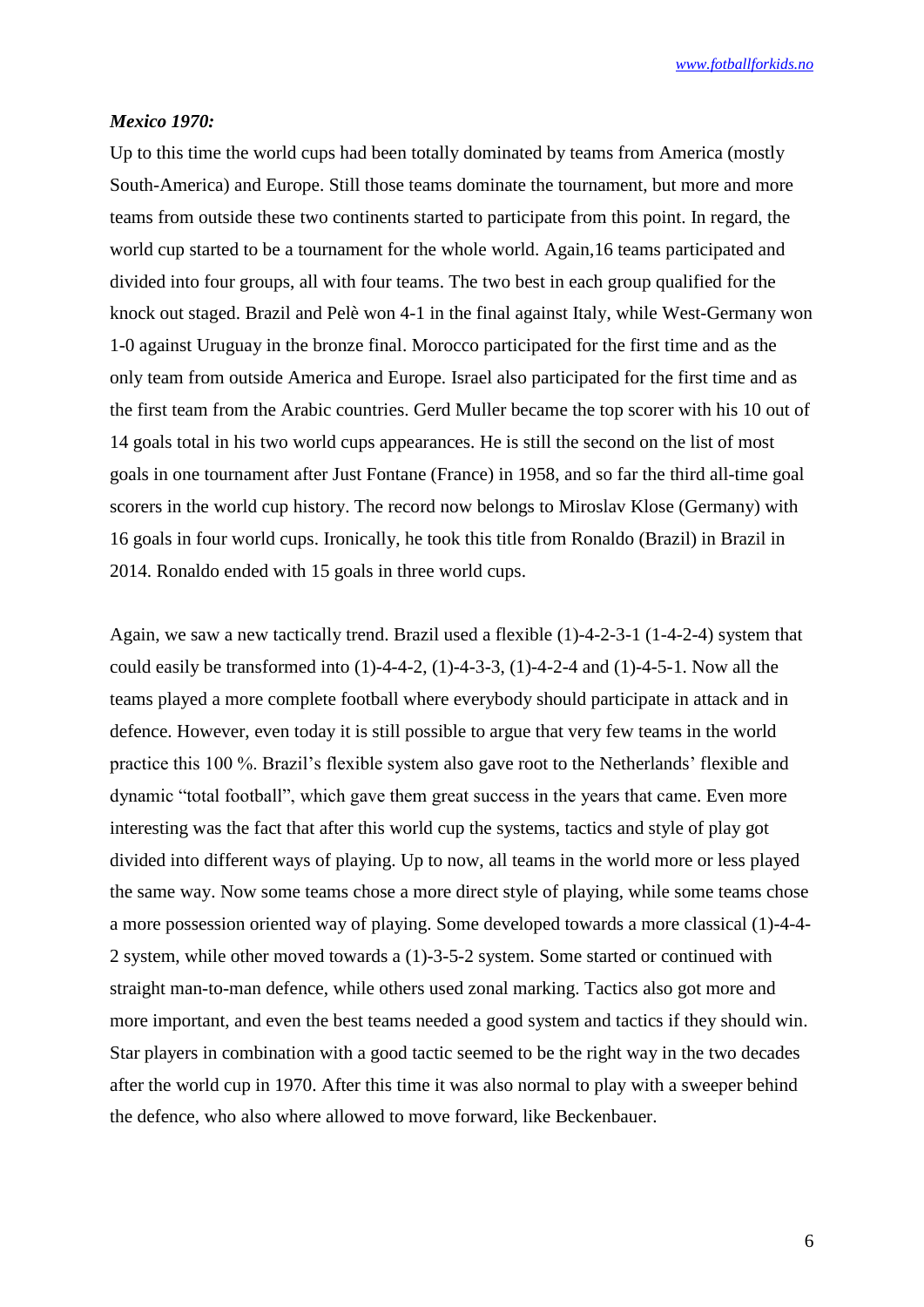***Mexico 1970:***

Up to this time the world cups had been totally dominated by teams from America (mostly South-America) and Europe. Still those teams dominate the tournament, but more and more teams from outside these two continents started to participate from this point. In regard, the world cup started to be a tournament for the whole world. Again,16 teams participated and divided into four groups, all with four teams. The two best in each group qualified for the knock out staged. Brazil and Pelè won 4-1 in the final against Italy, while West-Germany won 1-0 against Uruguay in the bronze final. Morocco participated for the first time and as the only team from outside America and Europe. Israel also participated for the first time and as the first team from the Arabic countries. Gerd Muller became the top scorer with his 10 out of 14 goals total in his two world cups appearances. He is still the second on the list of most goals in one tournament after Just Fontane (France) in 1958, and so far the third all-time goal scorers in the world cup history. The record now belongs to Miroslav Klose (Germany) with 16 goals in four world cups. Ironically, he took this title from Ronaldo (Brazil) in Brazil in 2014. Ronaldo ended with 15 goals in three world cups.

Again, we saw a new tactically trend. Brazil used a flexible (1)-4-2-3-1 (1-4-2-4) system that could easily be transformed into (1)-4-4-2, (1)-4-3-3, (1)-4-2-4 and (1)-4-5-1. Now all the teams played a more complete football where everybody should participate in attack and in defence. However, even today it is still possible to argue that very few teams in the world practice this 100 %. Brazil's flexible system also gave root to the Netherlands' flexible and dynamic "total football", which gave them great success in the years that came. Even more interesting was the fact that after this world cup the systems, tactics and style of play got divided into different ways of playing. Up to now, all teams in the world more or less played the same way. Now some teams chose a more direct style of playing, while some teams chose a more possession oriented way of playing. Some developed towards a more classical (1)-4-4-2 system, while other moved towards a (1)-3-5-2 system. Some started or continued with straight man-to-man defence, while others used zonal marking. Tactics also got more and more important, and even the best teams needed a good system and tactics if they should win. Star players in combination with a good tactic seemed to be the right way in the two decades after the world cup in 1970. After this time it was also normal to play with a sweeper behind the defence, who also where allowed to move forward, like Beckenbauer.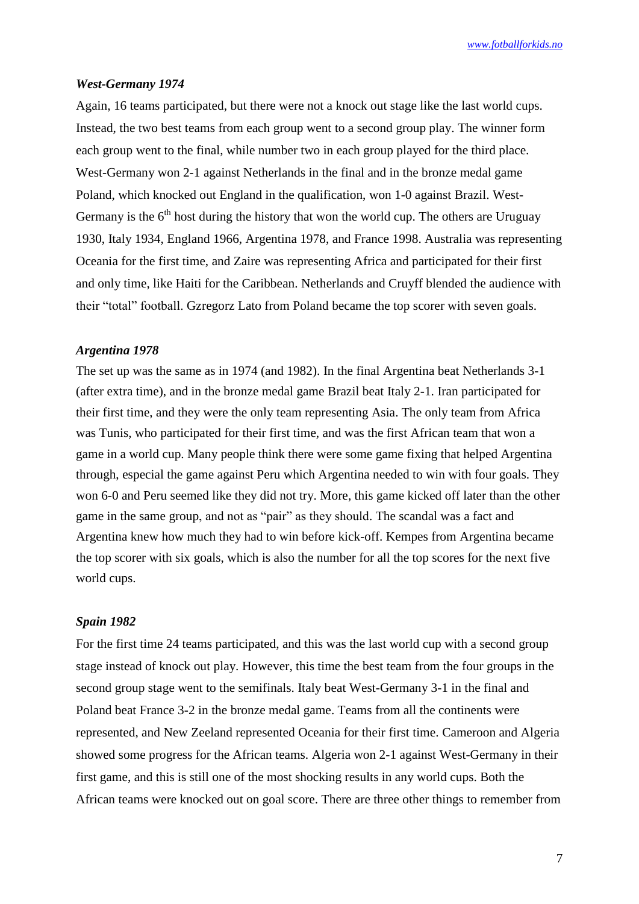***West-Germany 1974***

Again, 16 teams participated, but there were not a knock out stage like the last world cups. Instead, the two best teams from each group went to a second group play. The winner form each group went to the final, while number two in each group played for the third place. West-Germany won 2-1 against Netherlands in the final and in the bronze medal game Poland, which knocked out England in the qualification, won 1-0 against Brazil. West-Germany is the 6th host during the history that won the world cup. The others are Uruguay 1930, Italy 1934, England 1966, Argentina 1978, and France 1998. Australia was representing Oceania for the first time, and Zaire was representing Africa and participated for their first and only time, like Haiti for the Caribbean. Netherlands and Cruyff blended the audience with their "total" football. Gzregorz Lato from Poland became the top scorer with seven goals.

***Argentina 1978***

The set up was the same as in 1974 (and 1982). In the final Argentina beat Netherlands 3-1 (after extra time), and in the bronze medal game Brazil beat Italy 2-1. Iran participated for their first time, and they were the only team representing Asia. The only team from Africa was Tunis, who participated for their first time, and was the first African team that won a game in a world cup. Many people think there were some game fixing that helped Argentina through, especial the game against Peru which Argentina needed to win with four goals. They won 6-0 and Peru seemed like they did not try. More, this game kicked off later than the other game in the same group, and not as "pair" as they should. The scandal was a fact and Argentina knew how much they had to win before kick-off. Kempes from Argentina became the top scorer with six goals, which is also the number for all the top scores for the next five world cups.

***Spain 1982***

For the first time 24 teams participated, and this was the last world cup with a second group stage instead of knock out play. However, this time the best team from the four groups in the second group stage went to the semifinals. Italy beat West-Germany 3-1 in the final and Poland beat France 3-2 in the bronze medal game. Teams from all the continents were represented, and New Zeeland represented Oceania for their first time. Cameroon and Algeria showed some progress for the African teams. Algeria won 2-1 against West-Germany in their first game, and this is still one of the most shocking results in any world cups. Both the African teams were knocked out on goal score. There are three other things to remember from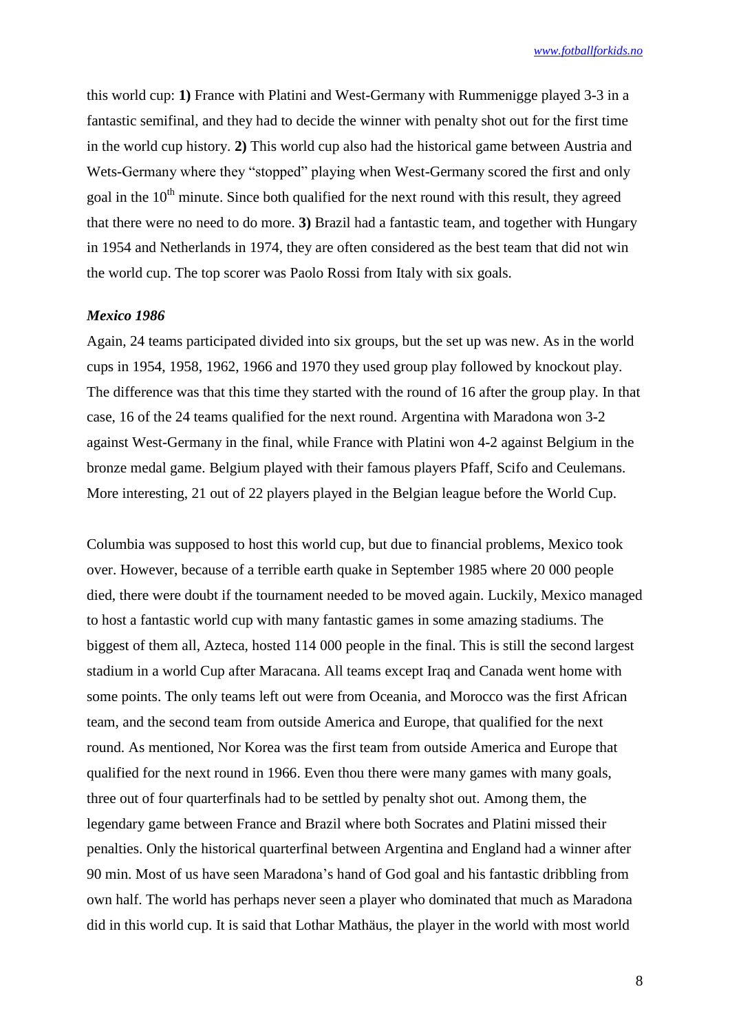this world cup: **1)** France with Platini and West-Germany with Rummenigge played 3-3 in a fantastic semifinal, and they had to decide the winner with penalty shot out for the first time in the world cup history. **2)** This world cup also had the historical game between Austria and Wets-Germany where they "stopped" playing when West-Germany scored the first and only goal in the 10th minute. Since both qualified for the next round with this result, they agreed that there were no need to do more. **3)** Brazil had a fantastic team, and together with Hungary in 1954 and Netherlands in 1974, they are often considered as the best team that did not win the world cup. The top scorer was Paolo Rossi from Italy with six goals.

### *Mexico 1986*

Again, 24 teams participated divided into six groups, but the set up was new. As in the world cups in 1954, 1958, 1962, 1966 and 1970 they used group play followed by knockout play. The difference was that this time they started with the round of 16 after the group play. In that case, 16 of the 24 teams qualified for the next round. Argentina with Maradona won 3-2 against West-Germany in the final, while France with Platini won 4-2 against Belgium in the bronze medal game. Belgium played with their famous players Pfaff, Scifo and Ceulemans. More interesting, 21 out of 22 players played in the Belgian league before the World Cup.

Columbia was supposed to host this world cup, but due to financial problems, Mexico took over. However, because of a terrible earth quake in September 1985 where 20 000 people died, there were doubt if the tournament needed to be moved again. Luckily, Mexico managed to host a fantastic world cup with many fantastic games in some amazing stadiums. The biggest of them all, Azteca, hosted 114 000 people in the final. This is still the second largest stadium in a world Cup after Maracana. All teams except Iraq and Canada went home with some points. The only teams left out were from Oceania, and Morocco was the first African team, and the second team from outside America and Europe, that qualified for the next round. As mentioned, Nor Korea was the first team from outside America and Europe that qualified for the next round in 1966. Even thou there were many games with many goals, three out of four quarterfinals had to be settled by penalty shot out. Among them, the legendary game between France and Brazil where both Socrates and Platini missed their penalties. Only the historical quarterfinal between Argentina and England had a winner after 90 min. Most of us have seen Maradona's hand of God goal and his fantastic dribbling from own half. The world has perhaps never seen a player who dominated that much as Maradona did in this world cup. It is said that Lothar Mathäus, the player in the world with most world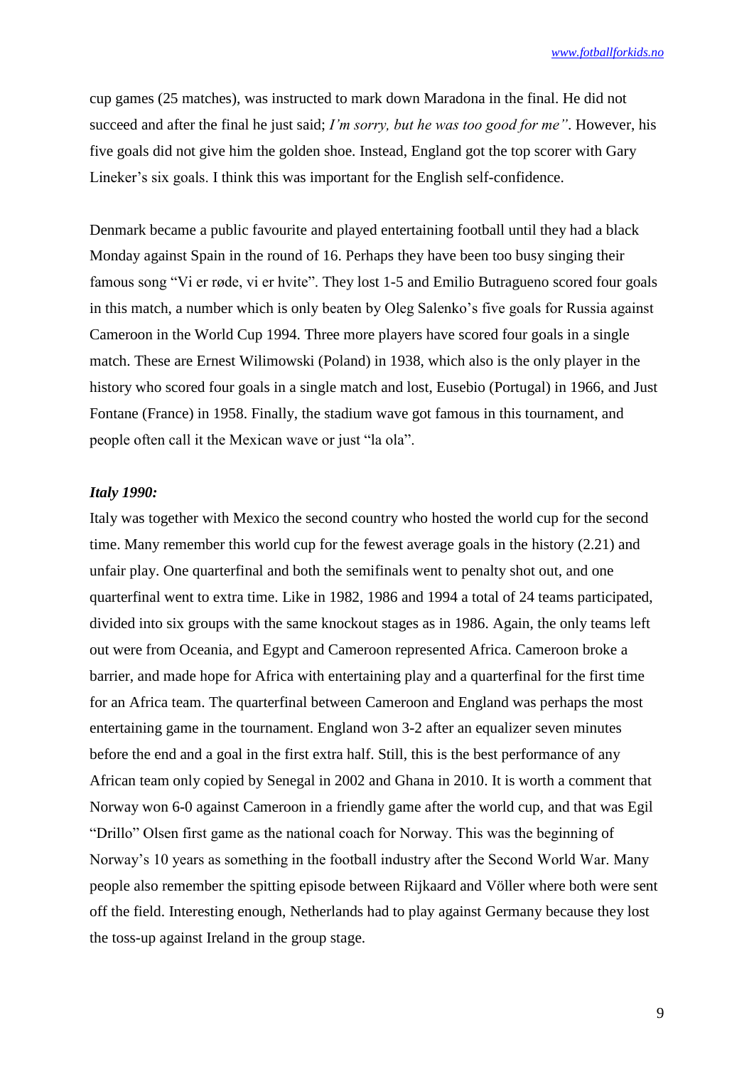cup games (25 matches), was instructed to mark down Maradona in the final. He did not succeed and after the final he just said; *I'm sorry, but he was too good for me"*. However, his five goals did not give him the golden shoe. Instead, England got the top scorer with Gary Lineker's six goals. I think this was important for the English self-confidence.

Denmark became a public favourite and played entertaining football until they had a black Monday against Spain in the round of 16. Perhaps they have been too busy singing their famous song "Vi er røde, vi er hvite". They lost 1-5 and Emilio Butragueno scored four goals in this match, a number which is only beaten by Oleg Salenko's five goals for Russia against Cameroon in the World Cup 1994. Three more players have scored four goals in a single match. These are Ernest Wilimowski (Poland) in 1938, which also is the only player in the history who scored four goals in a single match and lost, Eusebio (Portugal) in 1966, and Just Fontane (France) in 1958. Finally, the stadium wave got famous in this tournament, and people often call it the Mexican wave or just "la ola".

***Italy 1990:***

Italy was together with Mexico the second country who hosted the world cup for the second time. Many remember this world cup for the fewest average goals in the history (2.21) and unfair play. One quarterfinal and both the semifinals went to penalty shot out, and one quarterfinal went to extra time. Like in 1982, 1986 and 1994 a total of 24 teams participated, divided into six groups with the same knockout stages as in 1986. Again, the only teams left out were from Oceania, and Egypt and Cameroon represented Africa. Cameroon broke a barrier, and made hope for Africa with entertaining play and a quarterfinal for the first time for an Africa team. The quarterfinal between Cameroon and England was perhaps the most entertaining game in the tournament. England won 3-2 after an equalizer seven minutes before the end and a goal in the first extra half. Still, this is the best performance of any African team only copied by Senegal in 2002 and Ghana in 2010. It is worth a comment that Norway won 6-0 against Cameroon in a friendly game after the world cup, and that was Egil "Drillo" Olsen first game as the national coach for Norway. This was the beginning of Norway's 10 years as something in the football industry after the Second World War. Many people also remember the spitting episode between Rijkaard and Völler where both were sent off the field. Interesting enough, Netherlands had to play against Germany because they lost the toss-up against Ireland in the group stage.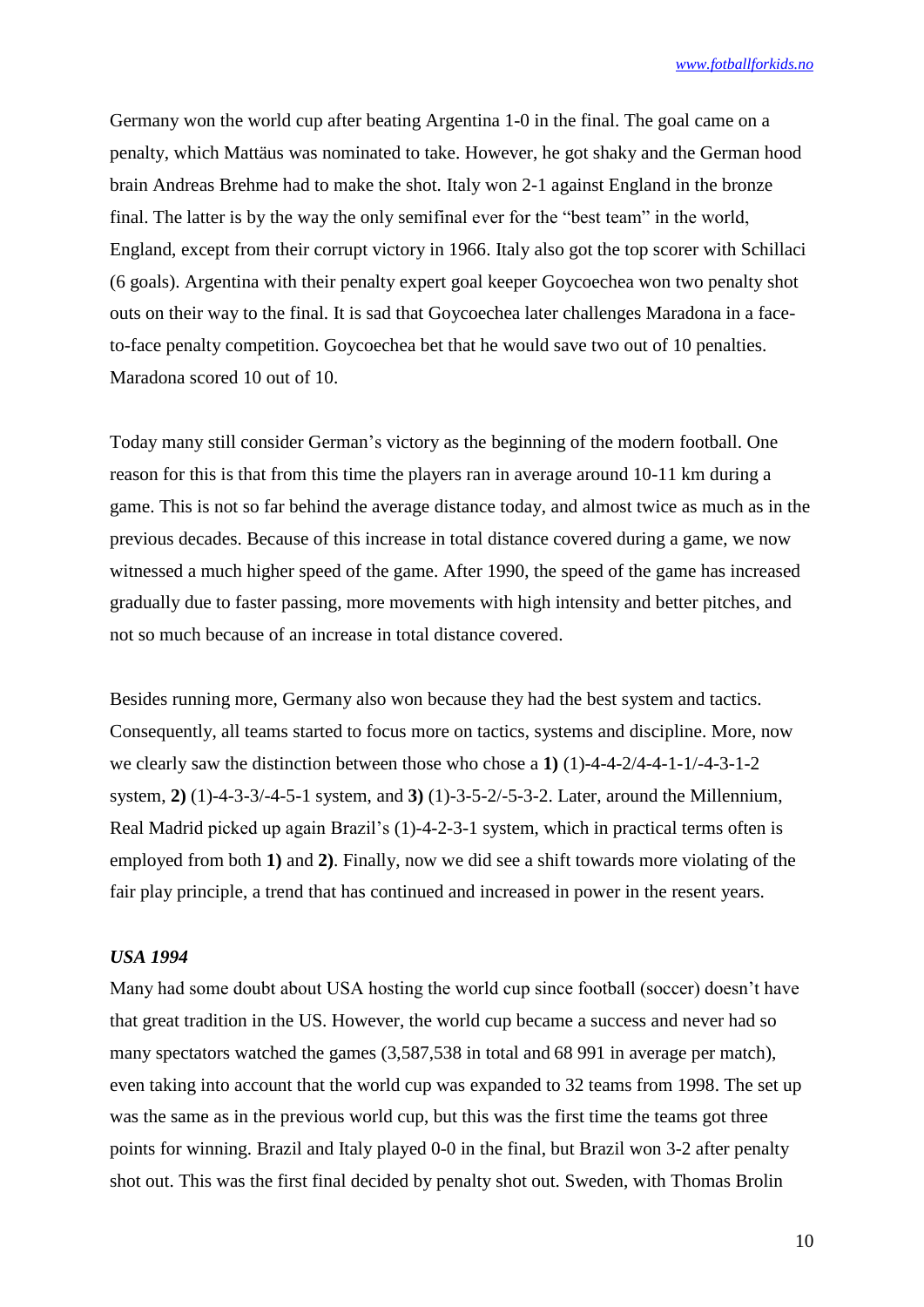Germany won the world cup after beating Argentina 1-0 in the final. The goal came on a penalty, which Mattäus was nominated to take. However, he got shaky and the German hood brain Andreas Brehme had to make the shot. Italy won 2-1 against England in the bronze final. The latter is by the way the only semifinal ever for the "best team" in the world, England, except from their corrupt victory in 1966. Italy also got the top scorer with Schillaci (6 goals). Argentina with their penalty expert goal keeper Goycoechea won two penalty shot outs on their way to the final. It is sad that Goycoechea later challenges Maradona in a face-to-face penalty competition. Goycoechea bet that he would save two out of 10 penalties. Maradona scored 10 out of 10.

Today many still consider German's victory as the beginning of the modern football. One reason for this is that from this time the players ran in average around 10-11 km during a game. This is not so far behind the average distance today, and almost twice as much as in the previous decades. Because of this increase in total distance covered during a game, we now witnessed a much higher speed of the game. After 1990, the speed of the game has increased gradually due to faster passing, more movements with high intensity and better pitches, and not so much because of an increase in total distance covered.

Besides running more, Germany also won because they had the best system and tactics. Consequently, all teams started to focus more on tactics, systems and discipline. More, now we clearly saw the distinction between those who chose a **1)** (1)-4-4-2/4-4-1-1/-4-3-1-2 system, **2)** (1)-4-3-3/-4-5-1 system, and **3)** (1)-3-5-2/-5-3-2. Later, around the Millennium, Real Madrid picked up again Brazil's (1)-4-2-3-1 system, which in practical terms often is employed from both **1)** and **2)**. Finally, now we did see a shift towards more violating of the fair play principle, a trend that has continued and increased in power in the resent years.

### *USA 1994*

Many had some doubt about USA hosting the world cup since football (soccer) doesn't have that great tradition in the US. However, the world cup became a success and never had so many spectators watched the games (3,587,538 in total and 68 991 in average per match), even taking into account that the world cup was expanded to 32 teams from 1998. The set up was the same as in the previous world cup, but this was the first time the teams got three points for winning. Brazil and Italy played 0-0 in the final, but Brazil won 3-2 after penalty shot out. This was the first final decided by penalty shot out. Sweden, with Thomas Brolin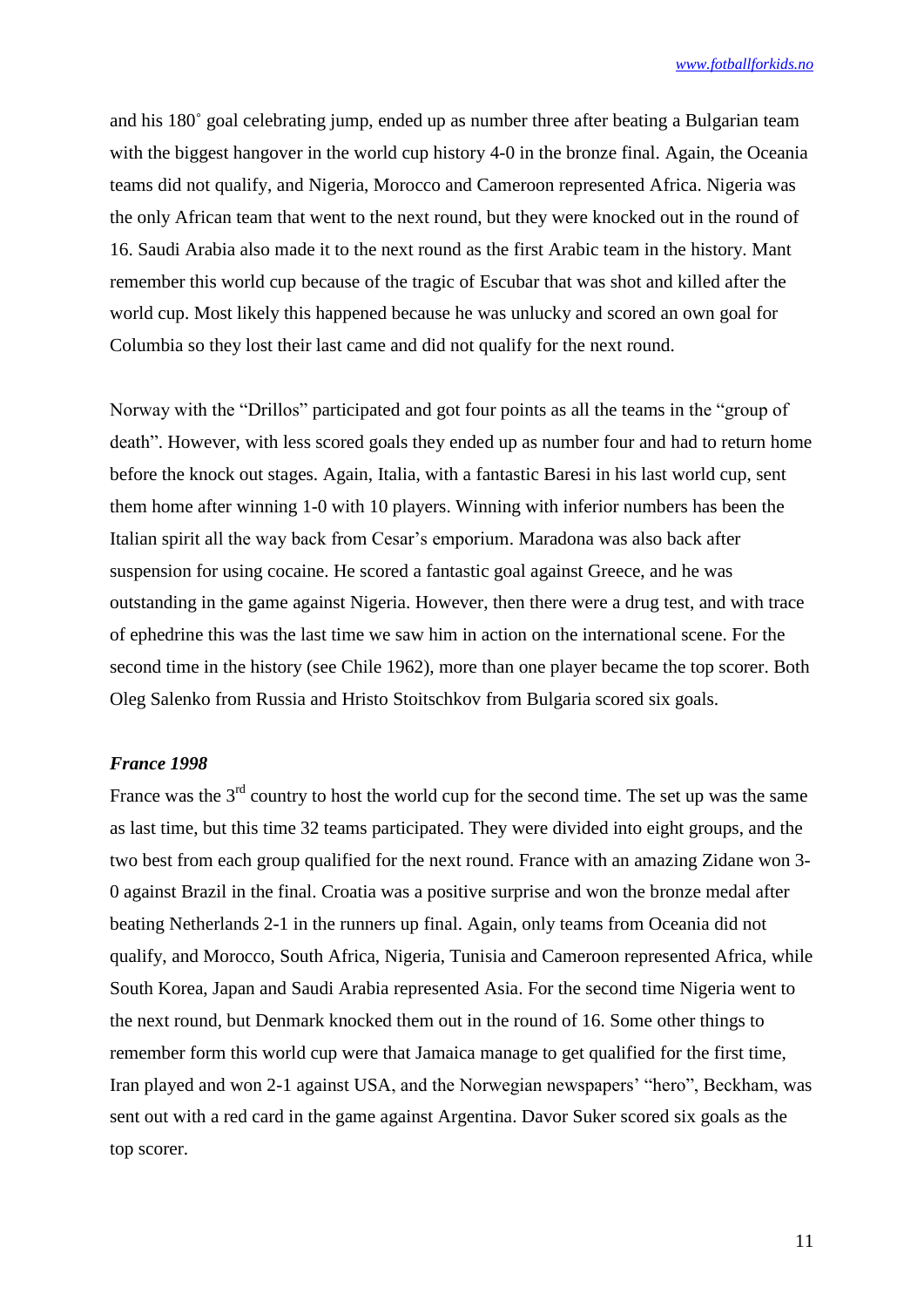and his 180˚ goal celebrating jump, ended up as number three after beating a Bulgarian team with the biggest hangover in the world cup history 4-0 in the bronze final. Again, the Oceania teams did not qualify, and Nigeria, Morocco and Cameroon represented Africa. Nigeria was the only African team that went to the next round, but they were knocked out in the round of 16. Saudi Arabia also made it to the next round as the first Arabic team in the history. Mant remember this world cup because of the tragic of Escubar that was shot and killed after the world cup. Most likely this happened because he was unlucky and scored an own goal for Columbia so they lost their last came and did not qualify for the next round.

Norway with the "Drillos" participated and got four points as all the teams in the "group of death". However, with less scored goals they ended up as number four and had to return home before the knock out stages. Again, Italia, with a fantastic Baresi in his last world cup, sent them home after winning 1-0 with 10 players. Winning with inferior numbers has been the Italian spirit all the way back from Cesar's emporium. Maradona was also back after suspension for using cocaine. He scored a fantastic goal against Greece, and he was outstanding in the game against Nigeria. However, then there were a drug test, and with trace of ephedrine this was the last time we saw him in action on the international scene. For the second time in the history (see Chile 1962), more than one player became the top scorer. Both Oleg Salenko from Russia and Hristo Stoitschkov from Bulgaria scored six goals.

### *France 1998*

France was the 3rd country to host the world cup for the second time. The set up was the same as last time, but this time 32 teams participated. They were divided into eight groups, and the two best from each group qualified for the next round. France with an amazing Zidane won 3-0 against Brazil in the final. Croatia was a positive surprise and won the bronze medal after beating Netherlands 2-1 in the runners up final. Again, only teams from Oceania did not qualify, and Morocco, South Africa, Nigeria, Tunisia and Cameroon represented Africa, while South Korea, Japan and Saudi Arabia represented Asia. For the second time Nigeria went to the next round, but Denmark knocked them out in the round of 16. Some other things to remember form this world cup were that Jamaica manage to get qualified for the first time, Iran played and won 2-1 against USA, and the Norwegian newspapers' "hero", Beckham, was sent out with a red card in the game against Argentina. Davor Suker scored six goals as the top scorer.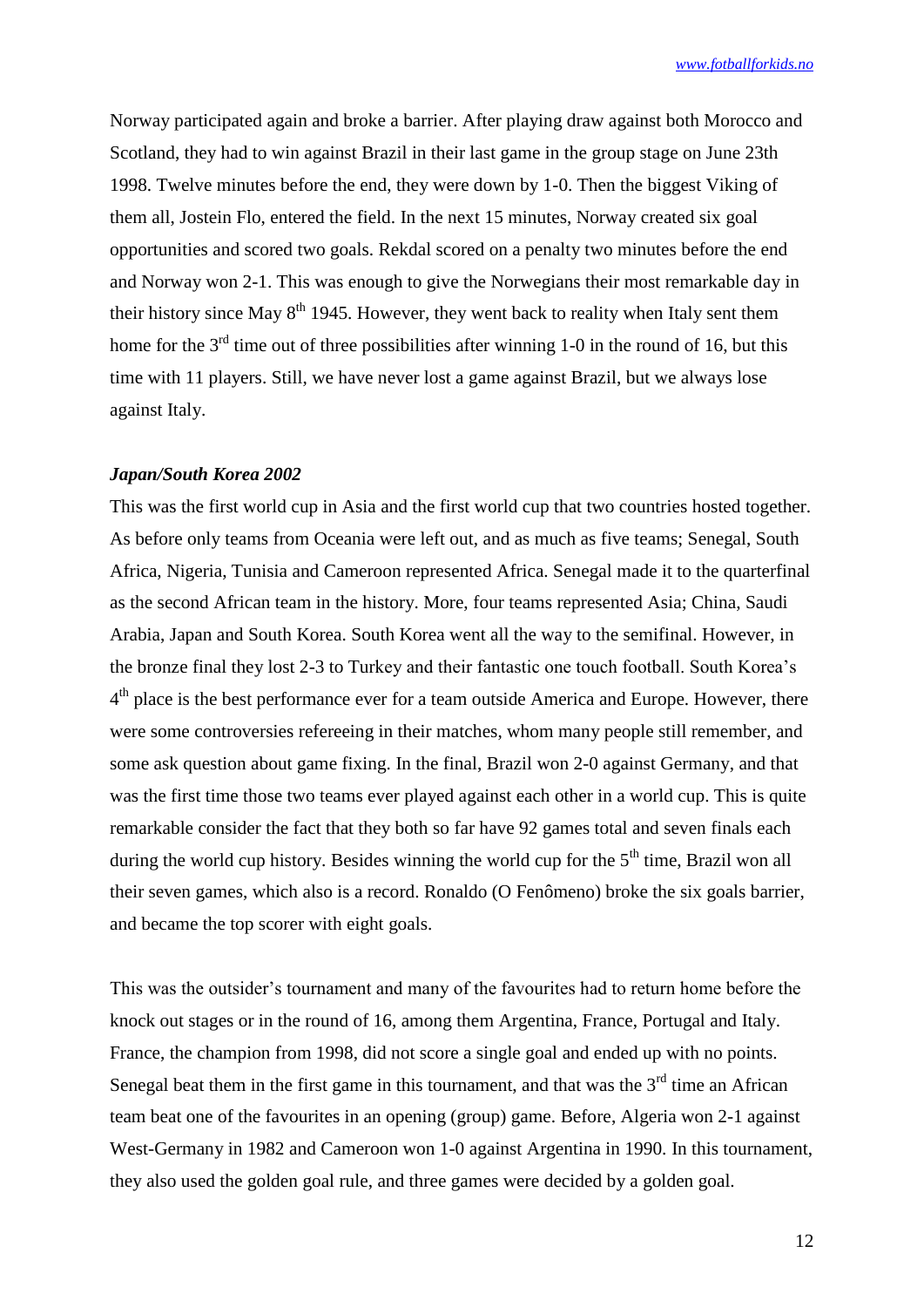Norway participated again and broke a barrier. After playing draw against both Morocco and Scotland, they had to win against Brazil in their last game in the group stage on June 23th 1998. Twelve minutes before the end, they were down by 1-0. Then the biggest Viking of them all, Jostein Flo, entered the field. In the next 15 minutes, Norway created six goal opportunities and scored two goals. Rekdal scored on a penalty two minutes before the end and Norway won 2-1. This was enough to give the Norwegians their most remarkable day in their history since May 8th 1945. However, they went back to reality when Italy sent them home for the 3rd time out of three possibilities after winning 1-0 in the round of 16, but this time with 11 players. Still, we have never lost a game against Brazil, but we always lose against Italy.

### *Japan/South Korea 2002*

This was the first world cup in Asia and the first world cup that two countries hosted together. As before only teams from Oceania were left out, and as much as five teams; Senegal, South Africa, Nigeria, Tunisia and Cameroon represented Africa. Senegal made it to the quarterfinal as the second African team in the history. More, four teams represented Asia; China, Saudi Arabia, Japan and South Korea. South Korea went all the way to the semifinal. However, in the bronze final they lost 2-3 to Turkey and their fantastic one touch football. South Korea's 4th place is the best performance ever for a team outside America and Europe. However, there were some controversies refereeing in their matches, whom many people still remember, and some ask question about game fixing. In the final, Brazil won 2-0 against Germany, and that was the first time those two teams ever played against each other in a world cup. This is quite remarkable consider the fact that they both so far have 92 games total and seven finals each during the world cup history. Besides winning the world cup for the 5th time, Brazil won all their seven games, which also is a record. Ronaldo (O Fenômeno) broke the six goals barrier, and became the top scorer with eight goals.

This was the outsider's tournament and many of the favourites had to return home before the knock out stages or in the round of 16, among them Argentina, France, Portugal and Italy. France, the champion from 1998, did not score a single goal and ended up with no points. Senegal beat them in the first game in this tournament, and that was the 3rd time an African team beat one of the favourites in an opening (group) game. Before, Algeria won 2-1 against West-Germany in 1982 and Cameroon won 1-0 against Argentina in 1990. In this tournament, they also used the golden goal rule, and three games were decided by a golden goal.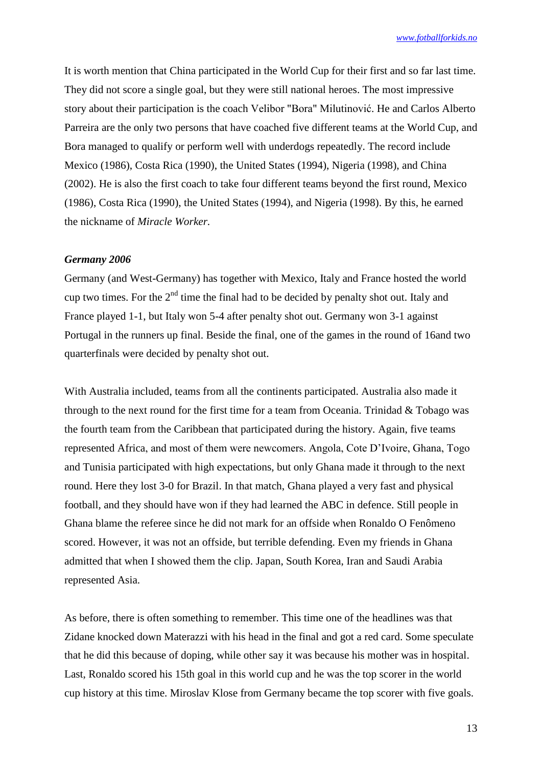It is worth mention that China participated in the World Cup for their first and so far last time. They did not score a single goal, but they were still national heroes. The most impressive story about their participation is the coach Velibor "Bora" Milutinović. He and Carlos Alberto Parreira are the only two persons that have coached five different teams at the World Cup, and Bora managed to qualify or perform well with underdogs repeatedly. The record include Mexico (1986), Costa Rica (1990), the United States (1994), Nigeria (1998), and China (2002). He is also the first coach to take four different teams beyond the first round, Mexico (1986), Costa Rica (1990), the United States (1994), and Nigeria (1998). By this, he earned the nickname of *Miracle Worker.*

***Germany 2006***

Germany (and West-Germany) has together with Mexico, Italy and France hosted the world cup two times. For the 2nd time the final had to be decided by penalty shot out. Italy and France played 1-1, but Italy won 5-4 after penalty shot out. Germany won 3-1 against Portugal in the runners up final. Beside the final, one of the games in the round of 16and two quarterfinals were decided by penalty shot out.

With Australia included, teams from all the continents participated. Australia also made it through to the next round for the first time for a team from Oceania. Trinidad & Tobago was the fourth team from the Caribbean that participated during the history. Again, five teams represented Africa, and most of them were newcomers. Angola, Cote D'Ivoire, Ghana, Togo and Tunisia participated with high expectations, but only Ghana made it through to the next round. Here they lost 3-0 for Brazil. In that match, Ghana played a very fast and physical football, and they should have won if they had learned the ABC in defence. Still people in Ghana blame the referee since he did not mark for an offside when Ronaldo O Fenômeno scored. However, it was not an offside, but terrible defending. Even my friends in Ghana admitted that when I showed them the clip. Japan, South Korea, Iran and Saudi Arabia represented Asia.

As before, there is often something to remember. This time one of the headlines was that Zidane knocked down Materazzi with his head in the final and got a red card. Some speculate that he did this because of doping, while other say it was because his mother was in hospital. Last, Ronaldo scored his 15th goal in this world cup and he was the top scorer in the world cup history at this time. Miroslav Klose from Germany became the top scorer with five goals.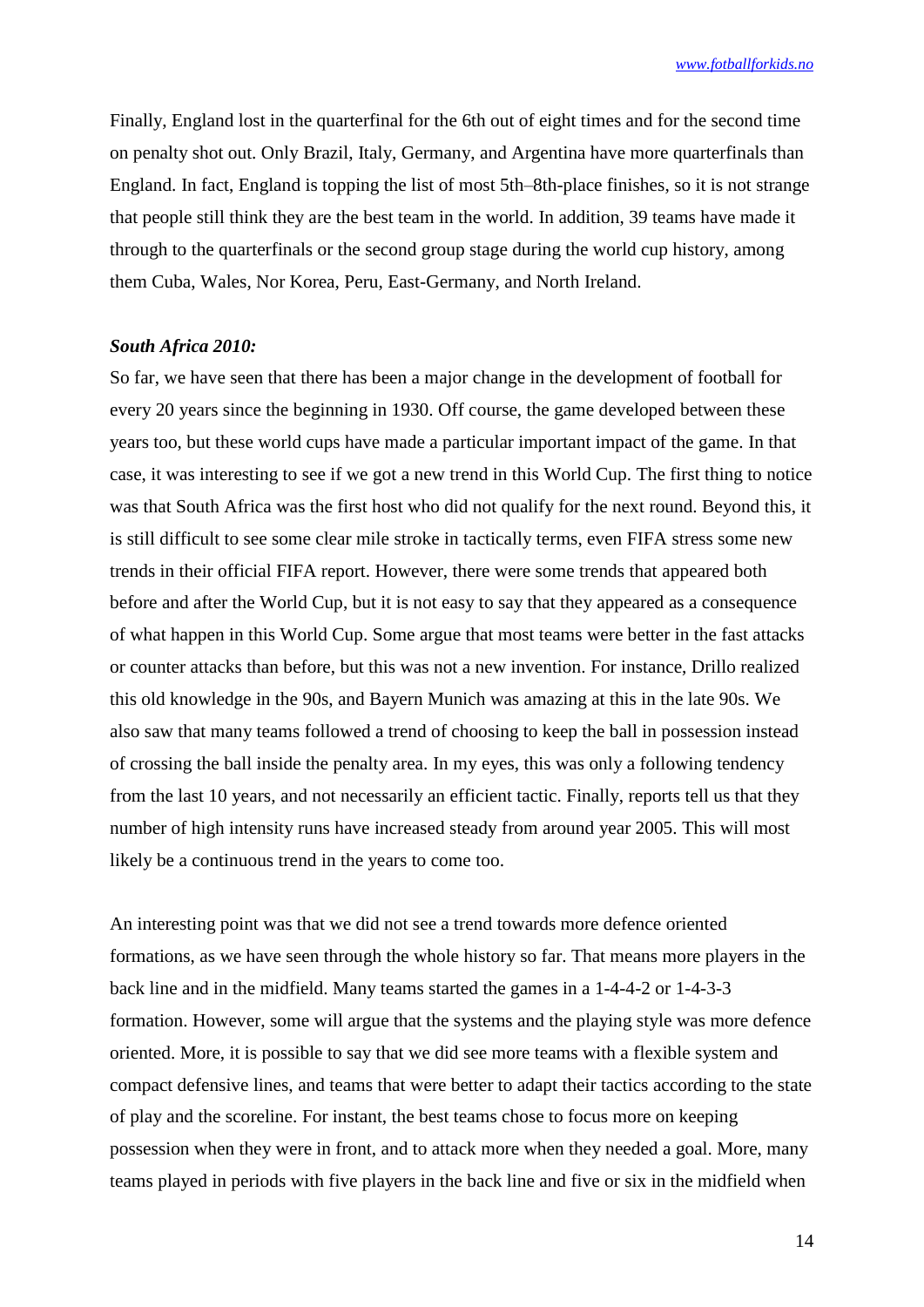Finally, England lost in the quarterfinal for the 6th out of eight times and for the second time on penalty shot out. Only Brazil, Italy, Germany, and Argentina have more quarterfinals than England. In fact, England is topping the list of most 5th–8th-place finishes, so it is not strange that people still think they are the best team in the world. In addition, 39 teams have made it through to the quarterfinals or the second group stage during the world cup history, among them Cuba, Wales, Nor Korea, Peru, East-Germany, and North Ireland.

***South Africa 2010:***

So far, we have seen that there has been a major change in the development of football for every 20 years since the beginning in 1930. Off course, the game developed between these years too, but these world cups have made a particular important impact of the game. In that case, it was interesting to see if we got a new trend in this World Cup. The first thing to notice was that South Africa was the first host who did not qualify for the next round. Beyond this, it is still difficult to see some clear mile stroke in tactically terms, even FIFA stress some new trends in their official FIFA report. However, there were some trends that appeared both before and after the World Cup, but it is not easy to say that they appeared as a consequence of what happen in this World Cup. Some argue that most teams were better in the fast attacks or counter attacks than before, but this was not a new invention. For instance, Drillo realized this old knowledge in the 90s, and Bayern Munich was amazing at this in the late 90s. We also saw that many teams followed a trend of choosing to keep the ball in possession instead of crossing the ball inside the penalty area. In my eyes, this was only a following tendency from the last 10 years, and not necessarily an efficient tactic. Finally, reports tell us that they number of high intensity runs have increased steady from around year 2005. This will most likely be a continuous trend in the years to come too.

An interesting point was that we did not see a trend towards more defence oriented formations, as we have seen through the whole history so far. That means more players in the back line and in the midfield. Many teams started the games in a 1-4-4-2 or 1-4-3-3 formation. However, some will argue that the systems and the playing style was more defence oriented. More, it is possible to say that we did see more teams with a flexible system and compact defensive lines, and teams that were better to adapt their tactics according to the state of play and the scoreline. For instant, the best teams chose to focus more on keeping possession when they were in front, and to attack more when they needed a goal. More, many teams played in periods with five players in the back line and five or six in the midfield when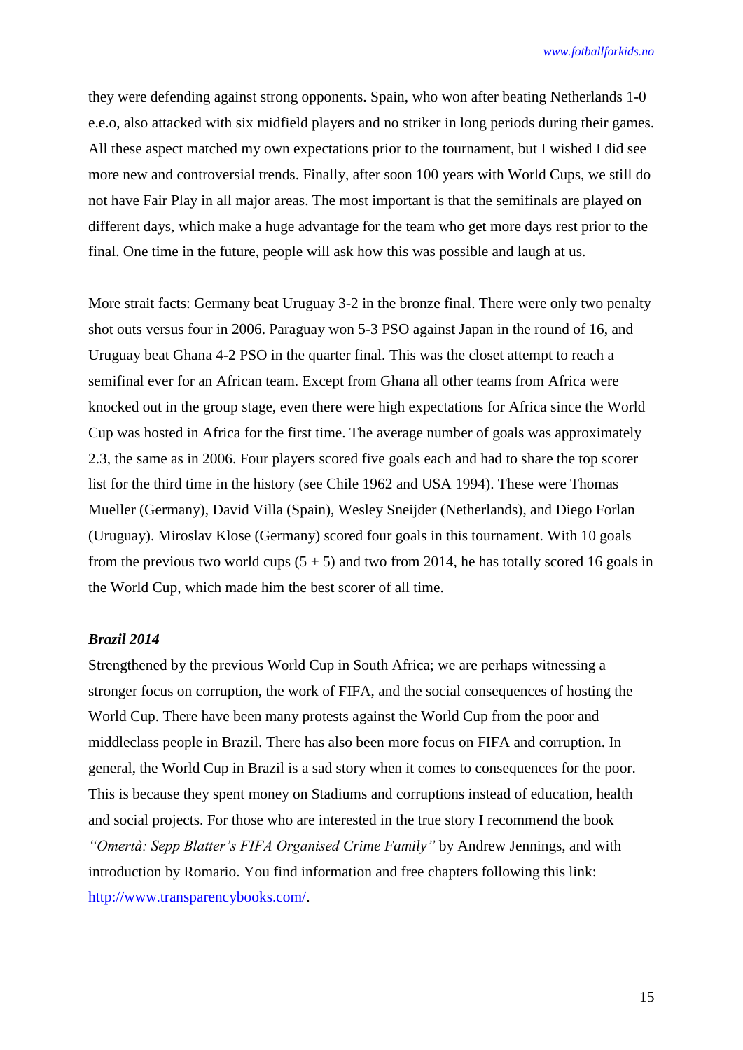they were defending against strong opponents. Spain, who won after beating Netherlands 1-0 e.e.o, also attacked with six midfield players and no striker in long periods during their games. All these aspect matched my own expectations prior to the tournament, but I wished I did see more new and controversial trends. Finally, after soon 100 years with World Cups, we still do not have Fair Play in all major areas. The most important is that the semifinals are played on different days, which make a huge advantage for the team who get more days rest prior to the final. One time in the future, people will ask how this was possible and laugh at us.

More strait facts: Germany beat Uruguay 3-2 in the bronze final. There were only two penalty shot outs versus four in 2006. Paraguay won 5-3 PSO against Japan in the round of 16, and Uruguay beat Ghana 4-2 PSO in the quarter final. This was the closet attempt to reach a semifinal ever for an African team. Except from Ghana all other teams from Africa were knocked out in the group stage, even there were high expectations for Africa since the World Cup was hosted in Africa for the first time. The average number of goals was approximately 2.3, the same as in 2006. Four players scored five goals each and had to share the top scorer list for the third time in the history (see Chile 1962 and USA 1994). These were Thomas Mueller (Germany), David Villa (Spain), Wesley Sneijder (Netherlands), and Diego Forlan (Uruguay). Miroslav Klose (Germany) scored four goals in this tournament. With 10 goals from the previous two world cups (5 + 5) and two from 2014, he has totally scored 16 goals in the World Cup, which made him the best scorer of all time.

### *Brazil 2014*

Strengthened by the previous World Cup in South Africa; we are perhaps witnessing a stronger focus on corruption, the work of FIFA, and the social consequences of hosting the World Cup. There have been many protests against the World Cup from the poor and middleclass people in Brazil. There has also been more focus on FIFA and corruption. In general, the World Cup in Brazil is a sad story when it comes to consequences for the poor. This is because they spent money on Stadiums and corruptions instead of education, health and social projects. For those who are interested in the true story I recommend the book *"Omertà: Sepp Blatter's FIFA Organised Crime Family"* by Andrew Jennings, and with introduction by Romario. You find information and free chapters following this link: [http://www.transparencybooks.com/](http://www.transparencybooks.com/).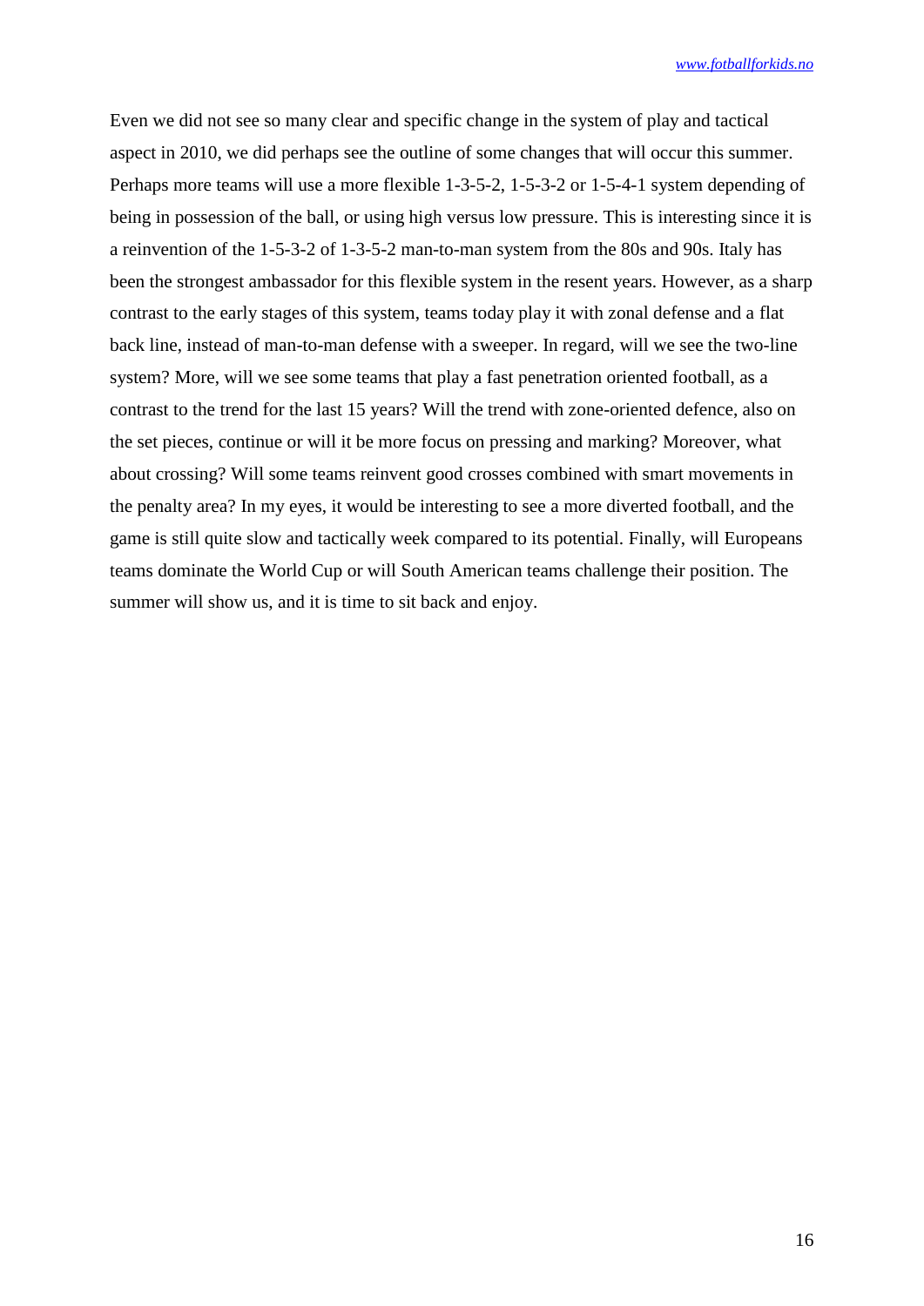Even we did not see so many clear and specific change in the system of play and tactical aspect in 2010, we did perhaps see the outline of some changes that will occur this summer. Perhaps more teams will use a more flexible 1-3-5-2, 1-5-3-2 or 1-5-4-1 system depending of being in possession of the ball, or using high versus low pressure. This is interesting since it is a reinvention of the 1-5-3-2 of 1-3-5-2 man-to-man system from the 80s and 90s. Italy has been the strongest ambassador for this flexible system in the resent years. However, as a sharp contrast to the early stages of this system, teams today play it with zonal defense and a flat back line, instead of man-to-man defense with a sweeper. In regard, will we see the two-line system? More, will we see some teams that play a fast penetration oriented football, as a contrast to the trend for the last 15 years? Will the trend with zone-oriented defence, also on the set pieces, continue or will it be more focus on pressing and marking? Moreover, what about crossing? Will some teams reinvent good crosses combined with smart movements in the penalty area? In my eyes, it would be interesting to see a more diverted football, and the game is still quite slow and tactically week compared to its potential. Finally, will Europeans teams dominate the World Cup or will South American teams challenge their position. The summer will show us, and it is time to sit back and enjoy.